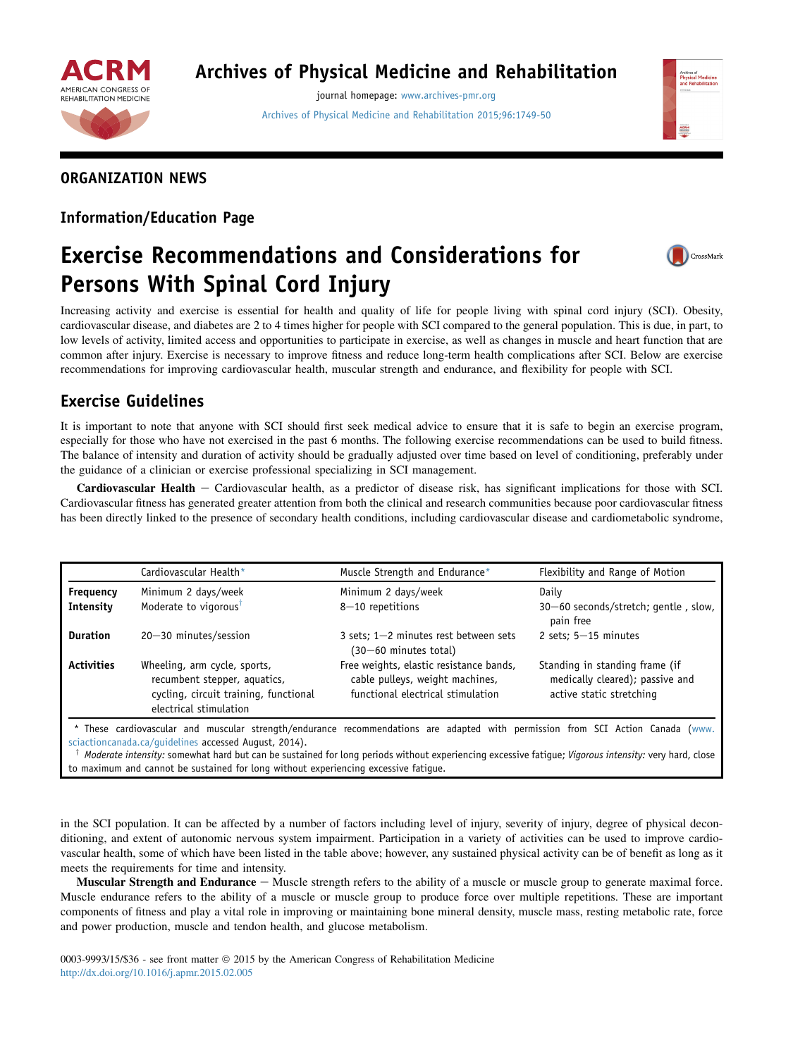ORGANIZATION NEWS

Information/Education Page

# Exercise Recommendations and Considerations for Persons With Spinal Cord Injury

Increasing activity and exercise is essential for health and quality of life for people living with spinal cord injury (SCI). Obesity, cardiovascular disease, and diabetes are 2 to 4 times higher for people with SCI compared to the general population. This is due, in part, to low levels of activity, limited access and opportunities to participate in exercise, as well as changes in muscle and heart function that are common after injury. Exercise is necessary to improve fitness and reduce long-term health complications after SCI. Below are exercise recommendations for improving cardiovascular health, muscular strength and endurance, and flexibility for people with SCI.

## Exercise Guidelines

It is important to note that anyone with SCI should first seek medical advice to ensure that it is safe to begin an exercise program, especially for those who have not exercised in the past 6 months. The following exercise recommendations can be used to build fitness. The balance of intensity and duration of activity should be gradually adjusted over time based on level of conditioning, preferably under the guidance of a clinician or exercise professional specializing in SCI management.

**Cardiovascular Health** — Cardiovascular health, as a predictor of disease risk, has significant implications for those with SCI. Cardiovascular fitness has generated greater attention from both the clinical and research communities because poor cardiovascular fitness has been directly linked to the presence of secondary health conditions, including cardiovascular disease and cardiometabolic syndrome, in the SCI population. It can be affected by a number of factors including level of injury, severity of injury, degree of physical deconditioning, and extent of autonomic nervous system impairment. Participation in a variety of activities can be used to improve cardiovascular health, some of which have been listed in the table above; however, any sustained physical activity can be of benefit as long as it meets the requirements for time and intensity.

| | Cardiovascular Health* | Muscle Strength and Endurance* | Flexibility and Range of Motion |
|---|---|---|---|
| **Frequency** | Minimum 2 days/week | Minimum 2 days/week | Daily |
| **Intensity** | Moderate to vigorous† | 8–10 repetitions | 30–60 seconds/stretch; gentle , slow, pain free |
| **Duration** | 20–30 minutes/session | 3 sets; 1–2 minutes rest between sets (30–60 minutes total) | 2 sets; 5–15 minutes |
| **Activities** | Wheeling, arm cycle, sports, recumbent stepper, aquatics, cycling, circuit training, functional electrical stimulation | Free weights, elastic resistance bands, cable pulleys, weight machines, functional electrical stimulation | Standing in standing frame (if medically cleared); passive and active static stretching |

\* These cardiovascular and muscular strength/endurance recommendations are adapted with permission from SCI Action Canada (www.sciactioncanada.ca/guidelines accessed August, 2014).

† *Moderate intensity:* somewhat hard but can be sustained for long periods without experiencing excessive fatigue; *Vigorous intensity:* very hard, close to maximum and cannot be sustained for long without experiencing excessive fatigue.

**Muscular Strength and Endurance** — Muscle strength refers to the ability of a muscle or muscle group to generate maximal force. Muscle endurance refers to the ability of a muscle or muscle group to produce force over multiple repetitions. These are important components of fitness and play a vital role in improving or maintaining bone mineral density, muscle mass, resting metabolic rate, force and power production, muscle and tendon health, and glucose metabolism.

0003-9993/15/$36 - see front matter © 2015 by the American Congress of Rehabilitation Medicine
http://dx.doi.org/10.1016/j.apmr.2015.02.005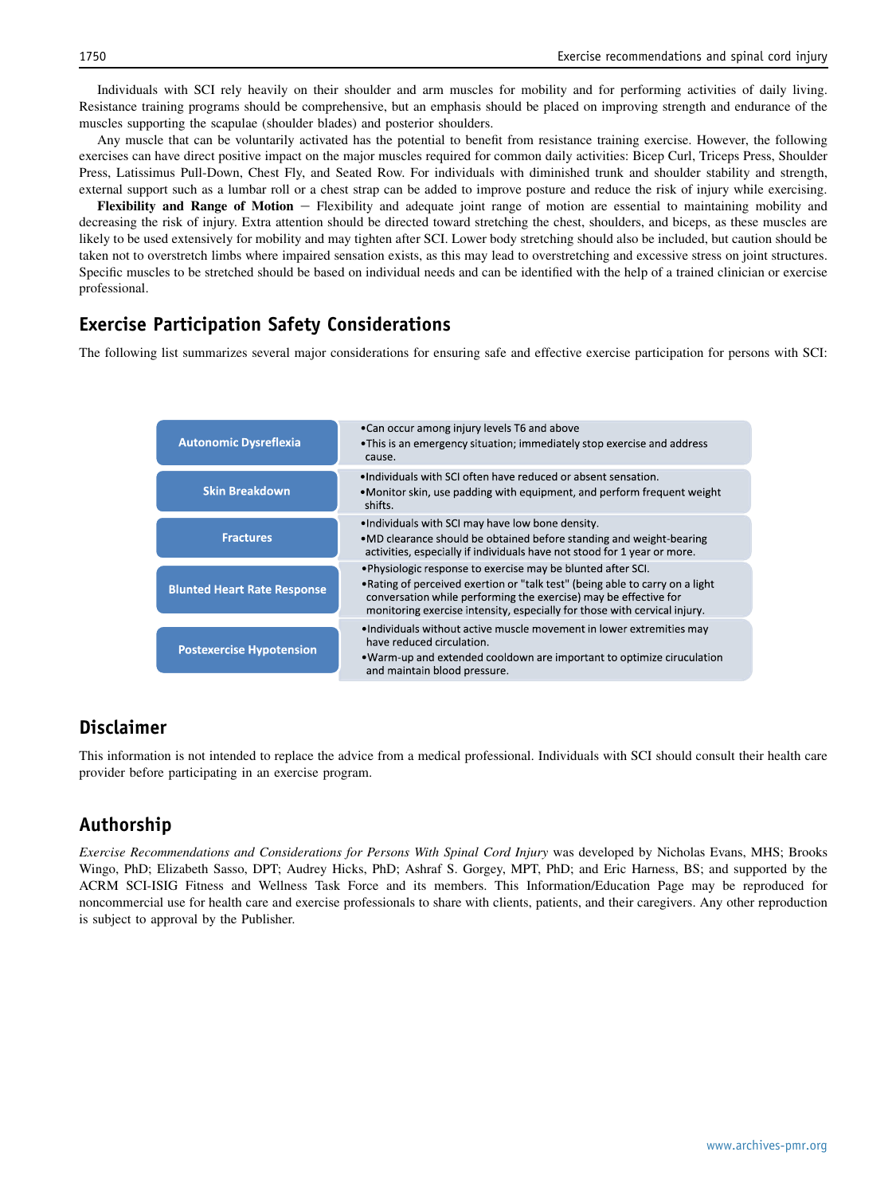Individuals with SCI rely heavily on their shoulder and arm muscles for mobility and for performing activities of daily living. Resistance training programs should be comprehensive, but an emphasis should be placed on improving strength and endurance of the muscles supporting the scapulae (shoulder blades) and posterior shoulders.

Any muscle that can be voluntarily activated has the potential to benefit from resistance training exercise. However, the following exercises can have direct positive impact on the major muscles required for common daily activities: Bicep Curl, Triceps Press, Shoulder Press, Latissimus Pull-Down, Chest Fly, and Seated Row. For individuals with diminished trunk and shoulder stability and strength, external support such as a lumbar roll or a chest strap can be added to improve posture and reduce the risk of injury while exercising.

**Flexibility and Range of Motion** — Flexibility and adequate joint range of motion are essential to maintaining mobility and decreasing the risk of injury. Extra attention should be directed toward stretching the chest, shoulders, and biceps, as these muscles are likely to be used extensively for mobility and may tighten after SCI. Lower body stretching should also be included, but caution should be taken not to overstretch limbs where impaired sensation exists, as this may lead to overstretching and excessive stress on joint structures. Specific muscles to be stretched should be based on individual needs and can be identified with the help of a trained clinician or exercise professional.

## Exercise Participation Safety Considerations

The following list summarizes several major considerations for ensuring safe and effective exercise participation for persons with SCI:

| | |
|---|---|
| **Autonomic Dysreflexia** | • Can occur among injury levels T6 and above<br>• This is an emergency situation; immediately stop exercise and address cause. |
| **Skin Breakdown** | • Individuals with SCI often have reduced or absent sensation.<br>• Monitor skin, use padding with equipment, and perform frequent weight shifts. |
| **Fractures** | • Individuals with SCI may have low bone density.<br>• MD clearance should be obtained before standing and weight-bearing activities, especially if individuals have not stood for 1 year or more. |
| **Blunted Heart Rate Response** | • Physiologic response to exercise may be blunted after SCI.<br>• Rating of perceived exertion or "talk test" (being able to carry on a light conversation while performing the exercise) may be effective for monitoring exercise intensity, especially for those with cervical injury. |
| **Postexercise Hypotension** | • Individuals without active muscle movement in lower extremities may have reduced circulation.<br>• Warm-up and extended cooldown are important to optimize ciruculation and maintain blood pressure. |

## Disclaimer

This information is not intended to replace the advice from a medical professional. Individuals with SCI should consult their health care provider before participating in an exercise program.

## Authorship

*Exercise Recommendations and Considerations for Persons With Spinal Cord Injury* was developed by Nicholas Evans, MHS; Brooks Wingo, PhD; Elizabeth Sasso, DPT; Audrey Hicks, PhD; Ashraf S. Gorgey, MPT, PhD; and Eric Harness, BS; and supported by the ACRM SCI-ISIG Fitness and Wellness Task Force and its members. This Information/Education Page may be reproduced for noncommercial use for health care and exercise professionals to share with clients, patients, and their caregivers. Any other reproduction is subject to approval by the Publisher.